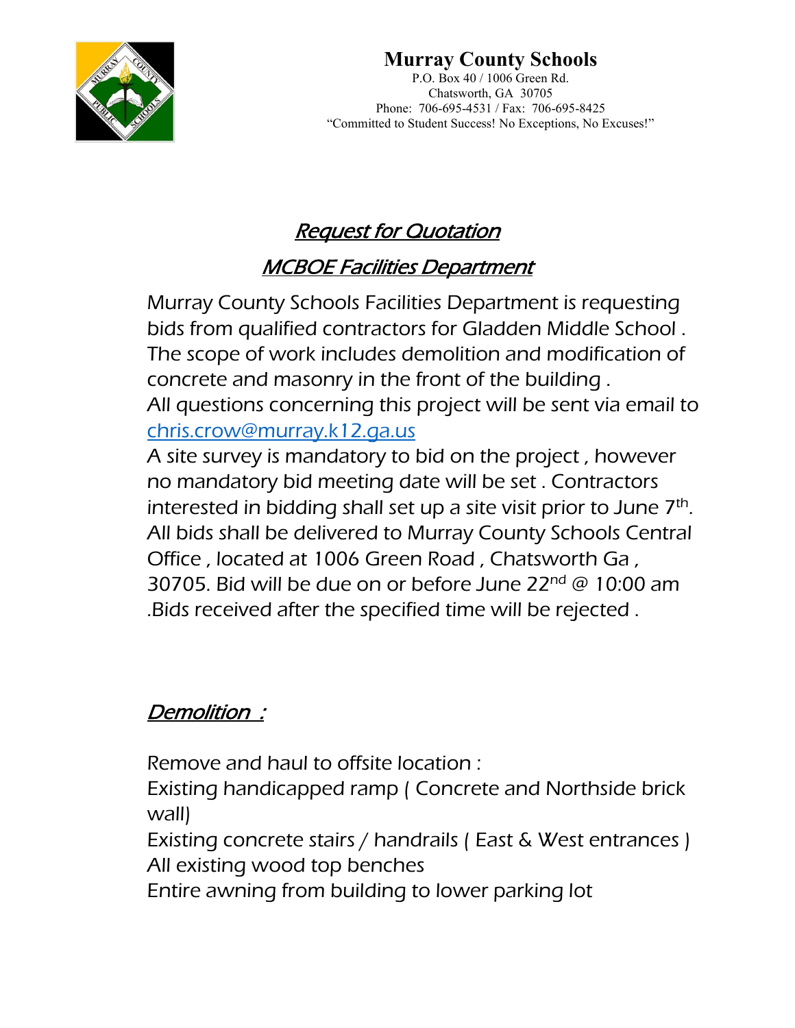# Murray County Schools

P.O. Box 40 / 1006 Green Rd.
Chatsworth, GA 30705
Phone: 706-695-4531 / Fax: 706-695-8425
"Committed to Student Success! No Exceptions, No Excuses!"

## *Request for Quotation*

## *MCBOE Facilities Department*

Murray County Schools Facilities Department is requesting bids from qualified contractors for Gladden Middle School . The scope of work includes demolition and modification of concrete and masonry in the front of the building .
All questions concerning this project will be sent via email to chris.crow@murray.k12.ga.us
A site survey is mandatory to bid on the project , however no mandatory bid meeting date will be set . Contractors interested in bidding shall set up a site visit prior to June 7th.
All bids shall be delivered to Murray County Schools Central Office , located at 1006 Green Road , Chatsworth Ga , 30705. Bid will be due on or before June 22nd @ 10:00 am .Bids received after the specified time will be rejected .

### *Demolition :*

Remove and haul to offsite location :
Existing handicapped ramp ( Concrete and Northside brick wall)
Existing concrete stairs / handrails ( East & West entrances )
All existing wood top benches
Entire awning from building to lower parking lot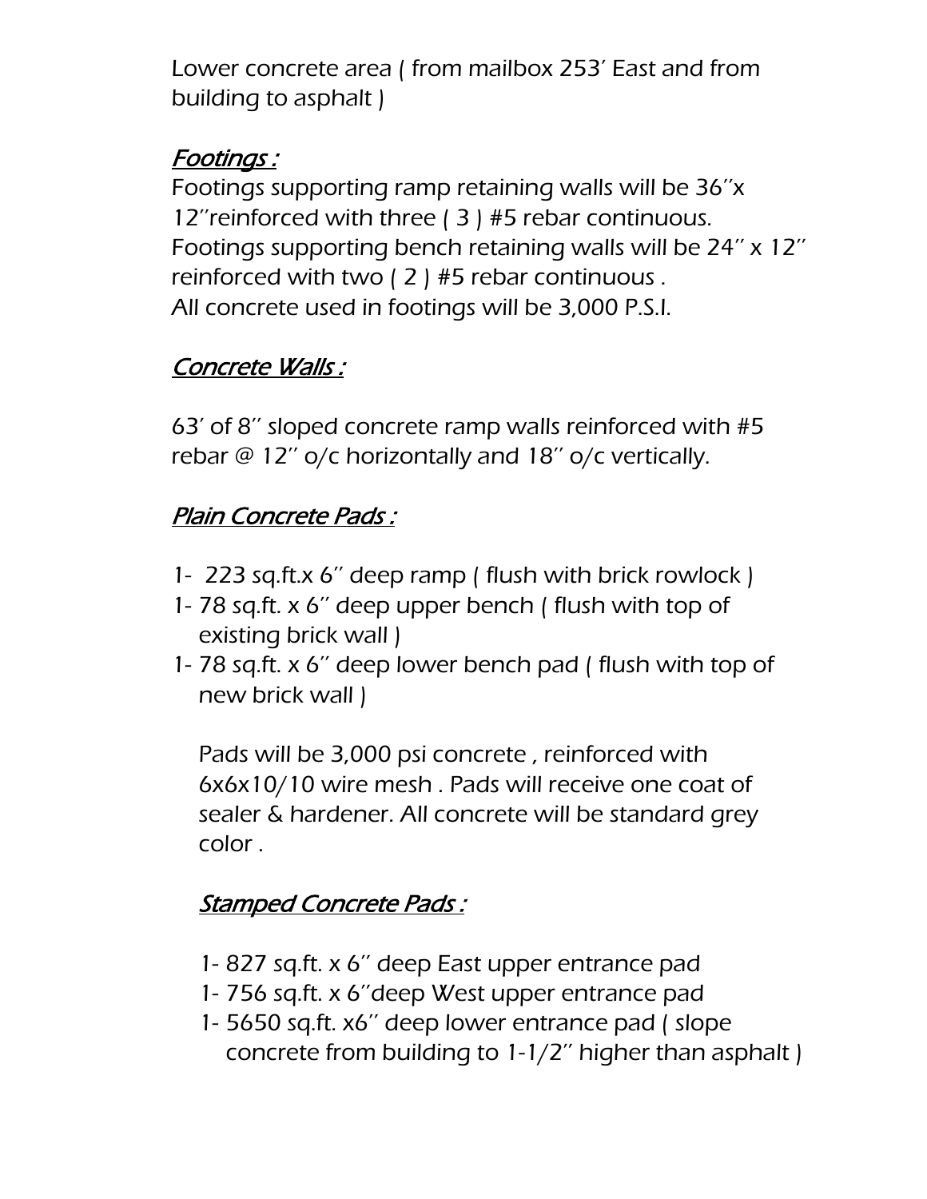Lower concrete area ( from mailbox 253' East and from building to asphalt )

## *Footings :*

Footings supporting ramp retaining walls will be 36"x 12"reinforced with three ( 3 ) #5 rebar continuous.
Footings supporting bench retaining walls will be 24" x 12" reinforced with two ( 2 ) #5 rebar continuous .
All concrete used in footings will be 3,000 P.S.I.

## *Concrete Walls :*

63' of 8" sloped concrete ramp walls reinforced with #5 rebar @ 12" o/c horizontally and 18" o/c vertically.

## *Plain Concrete Pads :*

1- 223 sq.ft.x 6" deep ramp ( flush with brick rowlock )
1- 78 sq.ft. x 6" deep upper bench ( flush with top of existing brick wall )
1- 78 sq.ft. x 6" deep lower bench pad ( flush with top of new brick wall )

Pads will be 3,000 psi concrete , reinforced with 6x6x10/10 wire mesh . Pads will receive one coat of sealer & hardener. All concrete will be standard grey color .

## *Stamped Concrete Pads :*

1- 827 sq.ft. x 6" deep East upper entrance pad
1- 756 sq.ft. x 6"deep West upper entrance pad
1- 5650 sq.ft. x6" deep lower entrance pad ( slope concrete from building to 1-1/2" higher than asphalt )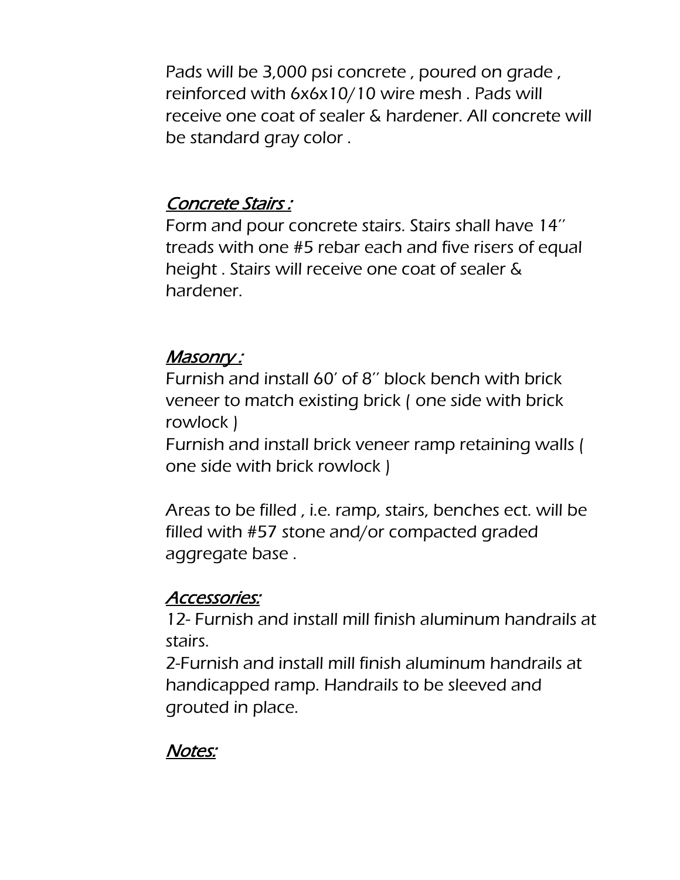Pads will be 3,000 psi concrete , poured on grade , reinforced with 6x6x10/10 wire mesh . Pads will receive one coat of sealer & hardener. All concrete will be standard gray color .

## _Concrete Stairs :_

Form and pour concrete stairs. Stairs shall have 14'' treads with one #5 rebar each and five risers of equal height . Stairs will receive one coat of sealer & hardener.

## _Masonry :_

Furnish and install 60' of 8'' block bench with brick veneer to match existing brick ( one side with brick rowlock )

Furnish and install brick veneer ramp retaining walls ( one side with brick rowlock )

Areas to be filled , i.e. ramp, stairs, benches ect. will be filled with #57 stone and/or compacted graded aggregate base .

## _Accessories:_

12- Furnish and install mill finish aluminum handrails at stairs.

2-Furnish and install mill finish aluminum handrails at handicapped ramp. Handrails to be sleeved and grouted in place.

## _Notes:_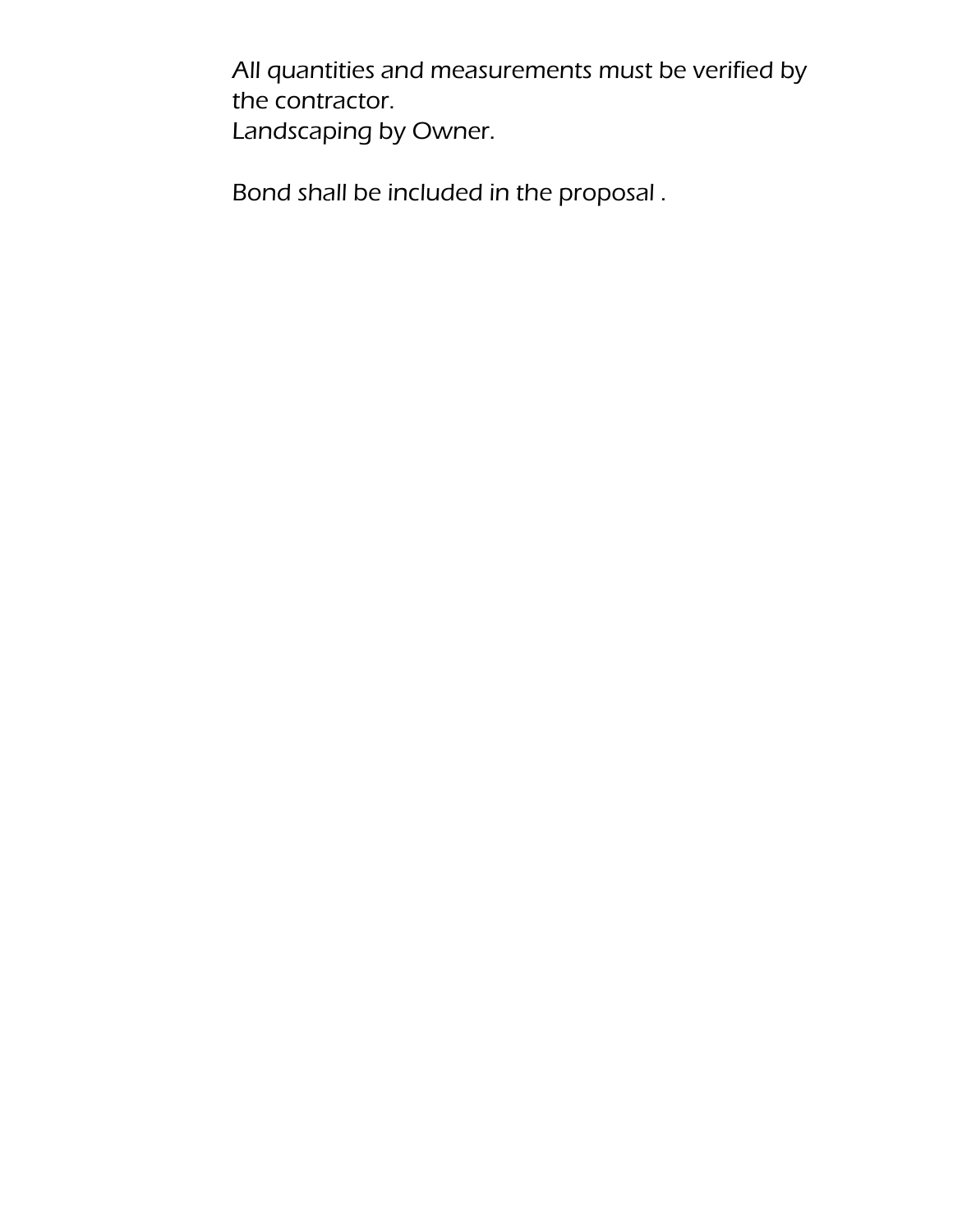All quantities and measurements must be verified by the contractor.
Landscaping by Owner.

Bond shall be included in the proposal .